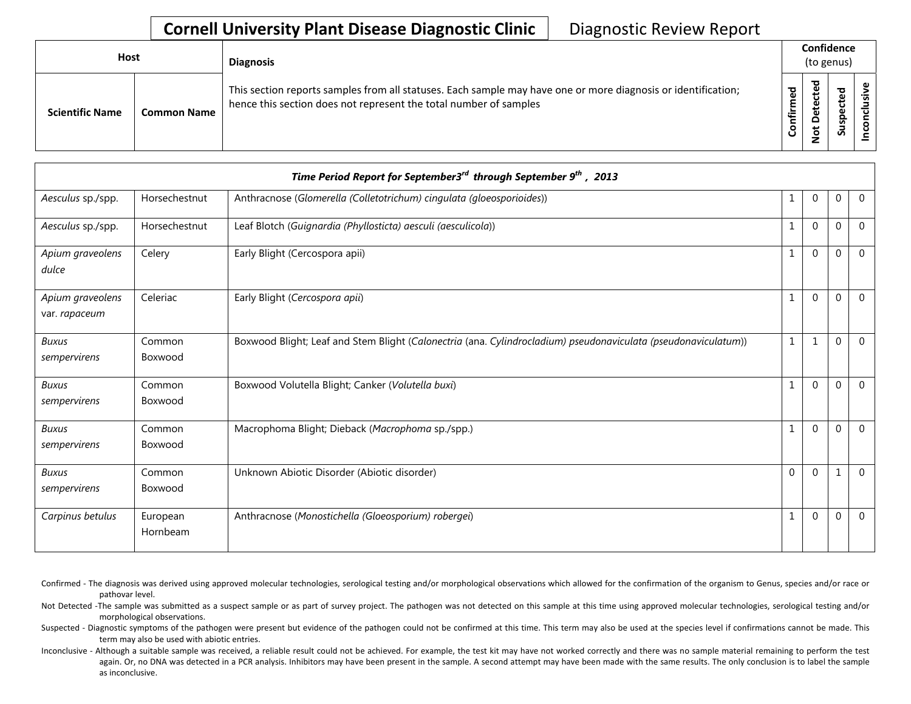# Cornell University Plant Disease Diagnostic Clinic

Diagnostic Review Report

| Host | | Diagnosis | Confidence (to genus) | | | |
|---|---|---|---|---|---|---|
| Scientific Name | Common Name | This section reports samples from all statuses. Each sample may have one or more diagnosis or identification; hence this section does not represent the total number of samples | Confirmed | Not Detected | Suspected | Inconclusive |

| *Time Period Report for September3rd through September 9th, 2013* | | | | | | |
|---|---|---|---|---|---|---|
| *Aesculus* sp./spp. | Horsechestnut | Anthracnose (*Glomerella (Colletotrichum) cingulata (gloeosporioides)*) | 1 | 0 | 0 | 0 |
| *Aesculus* sp./spp. | Horsechestnut | Leaf Blotch (*Guignardia (Phyllosticta) aesculi (aesculicola)*) | 1 | 0 | 0 | 0 |
| *Apium graveolens dulce* | Celery | Early Blight (Cercospora apii) | 1 | 0 | 0 | 0 |
| *Apium graveolens* var. *rapaceum* | Celeriac | Early Blight (*Cercospora apii*) | 1 | 0 | 0 | 0 |
| *Buxus sempervirens* | Common Boxwood | Boxwood Blight; Leaf and Stem Blight (*Calonectria* (ana. *Cylindrocladium*) *pseudonaviculata (pseudonaviculatum)*) | 1 | 1 | 0 | 0 |
| *Buxus sempervirens* | Common Boxwood | Boxwood Volutella Blight; Canker (*Volutella buxi*) | 1 | 0 | 0 | 0 |
| *Buxus sempervirens* | Common Boxwood | Macrophoma Blight; Dieback (*Macrophoma* sp./spp.) | 1 | 0 | 0 | 0 |
| *Buxus sempervirens* | Common Boxwood | Unknown Abiotic Disorder (Abiotic disorder) | 0 | 0 | 1 | 0 |
| *Carpinus betulus* | European Hornbeam | Anthracnose (*Monostichella (Gloeosporium) robergei*) | 1 | 0 | 0 | 0 |

Confirmed - The diagnosis was derived using approved molecular technologies, serological testing and/or morphological observations which allowed for the confirmation of the organism to Genus, species and/or race or pathovar level.

Not Detected -The sample was submitted as a suspect sample or as part of survey project. The pathogen was not detected on this sample at this time using approved molecular technologies, serological testing and/or morphological observations.

Suspected - Diagnostic symptoms of the pathogen were present but evidence of the pathogen could not be confirmed at this time. This term may also be used at the species level if confirmations cannot be made. This term may also be used with abiotic entries.

Inconclusive - Although a suitable sample was received, a reliable result could not be achieved. For example, the test kit may have not worked correctly and there was no sample material remaining to perform the test again. Or, no DNA was detected in a PCR analysis. Inhibitors may have been present in the sample. A second attempt may have been made with the same results. The only conclusion is to label the sample as inconclusive.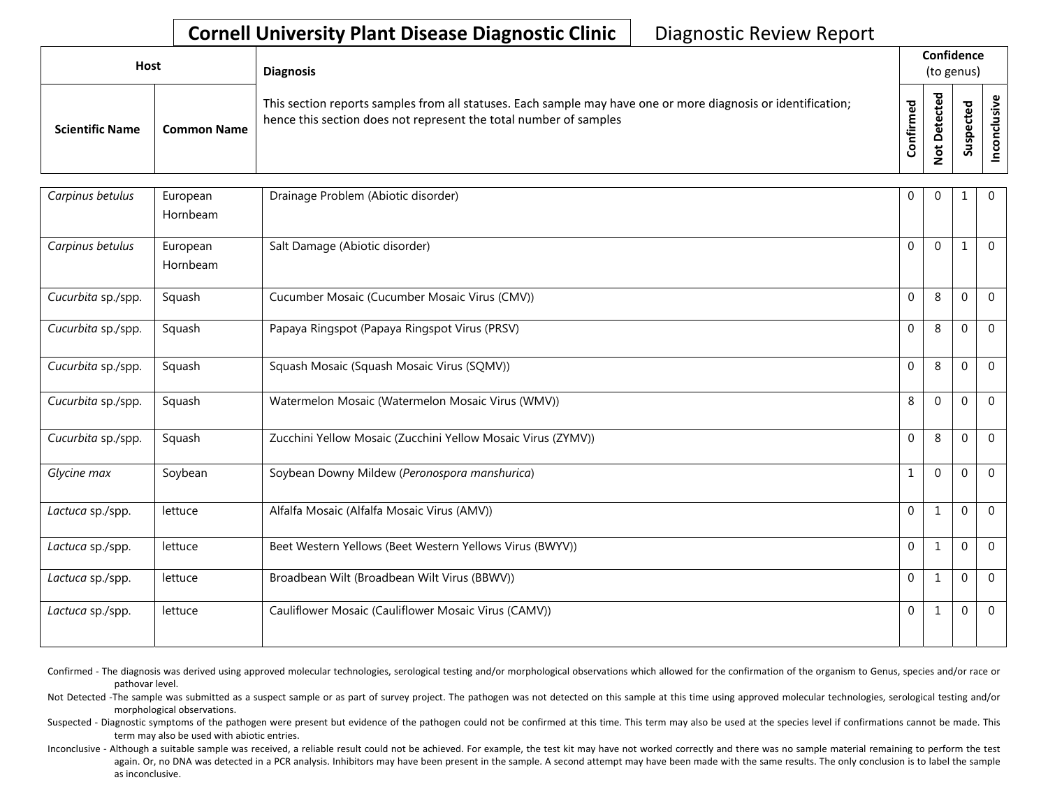# Cornell University Plant Disease Diagnostic Clinic — Diagnostic Review Report

| Host | | Diagnosis | Confidence (to genus) | | | |
|---|---|---|---|---|---|---|
| Scientific Name | Common Name | This section reports samples from all statuses. Each sample may have one or more diagnosis or identification; hence this section does not represent the total number of samples | Confirmed | Not Detected | Suspected | Inconclusive |
| *Carpinus betulus* | European Hornbeam | Drainage Problem (Abiotic disorder) | 0 | 0 | 1 | 0 |
| *Carpinus betulus* | European Hornbeam | Salt Damage (Abiotic disorder) | 0 | 0 | 1 | 0 |
| *Cucurbita* sp./spp. | Squash | Cucumber Mosaic (Cucumber Mosaic Virus (CMV)) | 0 | 8 | 0 | 0 |
| *Cucurbita* sp./spp. | Squash | Papaya Ringspot (Papaya Ringspot Virus (PRSV) | 0 | 8 | 0 | 0 |
| *Cucurbita* sp./spp. | Squash | Squash Mosaic (Squash Mosaic Virus (SQMV)) | 0 | 8 | 0 | 0 |
| *Cucurbita* sp./spp. | Squash | Watermelon Mosaic (Watermelon Mosaic Virus (WMV)) | 8 | 0 | 0 | 0 |
| *Cucurbita* sp./spp. | Squash | Zucchini Yellow Mosaic (Zucchini Yellow Mosaic Virus (ZYMV)) | 0 | 8 | 0 | 0 |
| *Glycine max* | Soybean | Soybean Downy Mildew (*Peronospora manshurica*) | 1 | 0 | 0 | 0 |
| *Lactuca* sp./spp. | lettuce | Alfalfa Mosaic (Alfalfa Mosaic Virus (AMV)) | 0 | 1 | 0 | 0 |
| *Lactuca* sp./spp. | lettuce | Beet Western Yellows (Beet Western Yellows Virus (BWYV)) | 0 | 1 | 0 | 0 |
| *Lactuca* sp./spp. | lettuce | Broadbean Wilt (Broadbean Wilt Virus (BBWV)) | 0 | 1 | 0 | 0 |
| *Lactuca* sp./spp. | lettuce | Cauliflower Mosaic (Cauliflower Mosaic Virus (CAMV)) | 0 | 1 | 0 | 0 |

Confirmed - The diagnosis was derived using approved molecular technologies, serological testing and/or morphological observations which allowed for the confirmation of the organism to Genus, species and/or race or pathovar level.

Not Detected -The sample was submitted as a suspect sample or as part of survey project. The pathogen was not detected on this sample at this time using approved molecular technologies, serological testing and/or morphological observations.

Suspected - Diagnostic symptoms of the pathogen were present but evidence of the pathogen could not be confirmed at this time. This term may also be used at the species level if confirmations cannot be made. This term may also be used with abiotic entries.

Inconclusive - Although a suitable sample was received, a reliable result could not be achieved. For example, the test kit may have not worked correctly and there was no sample material remaining to perform the test again. Or, no DNA was detected in a PCR analysis. Inhibitors may have been present in the sample. A second attempt may have been made with the same results. The only conclusion is to label the sample as inconclusive.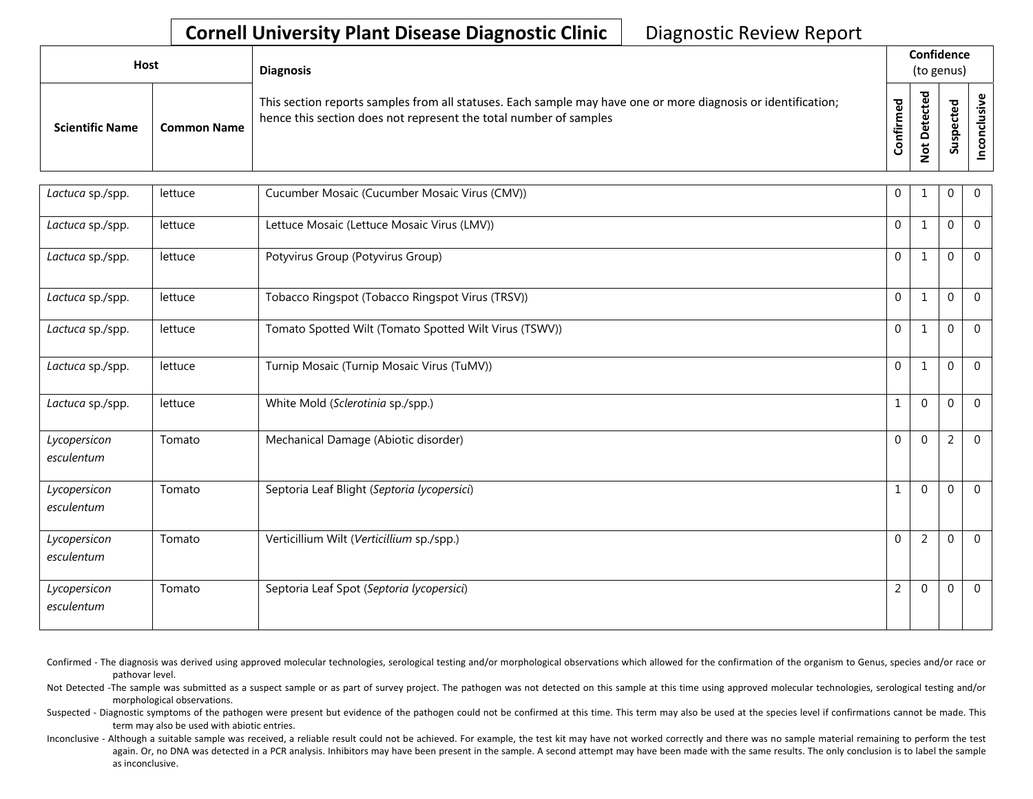# Cornell University Plant Disease Diagnostic Clinic

Diagnostic Review Report

| Host | | Diagnosis | Confidence (to genus) | | | |
|---|---|---|---|---|---|---|
| Scientific Name | Common Name | This section reports samples from all statuses. Each sample may have one or more diagnosis or identification; hence this section does not represent the total number of samples | Confirmed | Not Detected | Suspected | Inconclusive |
| *Lactuca* sp./spp. | lettuce | Cucumber Mosaic (Cucumber Mosaic Virus (CMV)) | 0 | 1 | 0 | 0 |
| *Lactuca* sp./spp. | lettuce | Lettuce Mosaic (Lettuce Mosaic Virus (LMV)) | 0 | 1 | 0 | 0 |
| *Lactuca* sp./spp. | lettuce | Potyvirus Group (Potyvirus Group) | 0 | 1 | 0 | 0 |
| *Lactuca* sp./spp. | lettuce | Tobacco Ringspot (Tobacco Ringspot Virus (TRSV)) | 0 | 1 | 0 | 0 |
| *Lactuca* sp./spp. | lettuce | Tomato Spotted Wilt (Tomato Spotted Wilt Virus (TSWV)) | 0 | 1 | 0 | 0 |
| *Lactuca* sp./spp. | lettuce | Turnip Mosaic (Turnip Mosaic Virus (TuMV)) | 0 | 1 | 0 | 0 |
| *Lactuca* sp./spp. | lettuce | White Mold (*Sclerotinia* sp./spp.) | 1 | 0 | 0 | 0 |
| *Lycopersicon esculentum* | Tomato | Mechanical Damage (Abiotic disorder) | 0 | 0 | 2 | 0 |
| *Lycopersicon esculentum* | Tomato | Septoria Leaf Blight (*Septoria lycopersici*) | 1 | 0 | 0 | 0 |
| *Lycopersicon esculentum* | Tomato | Verticillium Wilt (*Verticillium* sp./spp.) | 0 | 2 | 0 | 0 |
| *Lycopersicon esculentum* | Tomato | Septoria Leaf Spot (*Septoria lycopersici*) | 2 | 0 | 0 | 0 |

Confirmed - The diagnosis was derived using approved molecular technologies, serological testing and/or morphological observations which allowed for the confirmation of the organism to Genus, species and/or race or pathovar level.

Not Detected -The sample was submitted as a suspect sample or as part of survey project. The pathogen was not detected on this sample at this time using approved molecular technologies, serological testing and/or morphological observations.

Suspected - Diagnostic symptoms of the pathogen were present but evidence of the pathogen could not be confirmed at this time. This term may also be used at the species level if confirmations cannot be made. This term may also be used with abiotic entries.

Inconclusive - Although a suitable sample was received, a reliable result could not be achieved. For example, the test kit may have not worked correctly and there was no sample material remaining to perform the test again. Or, no DNA was detected in a PCR analysis. Inhibitors may have been present in the sample. A second attempt may have been made with the same results. The only conclusion is to label the sample as inconclusive.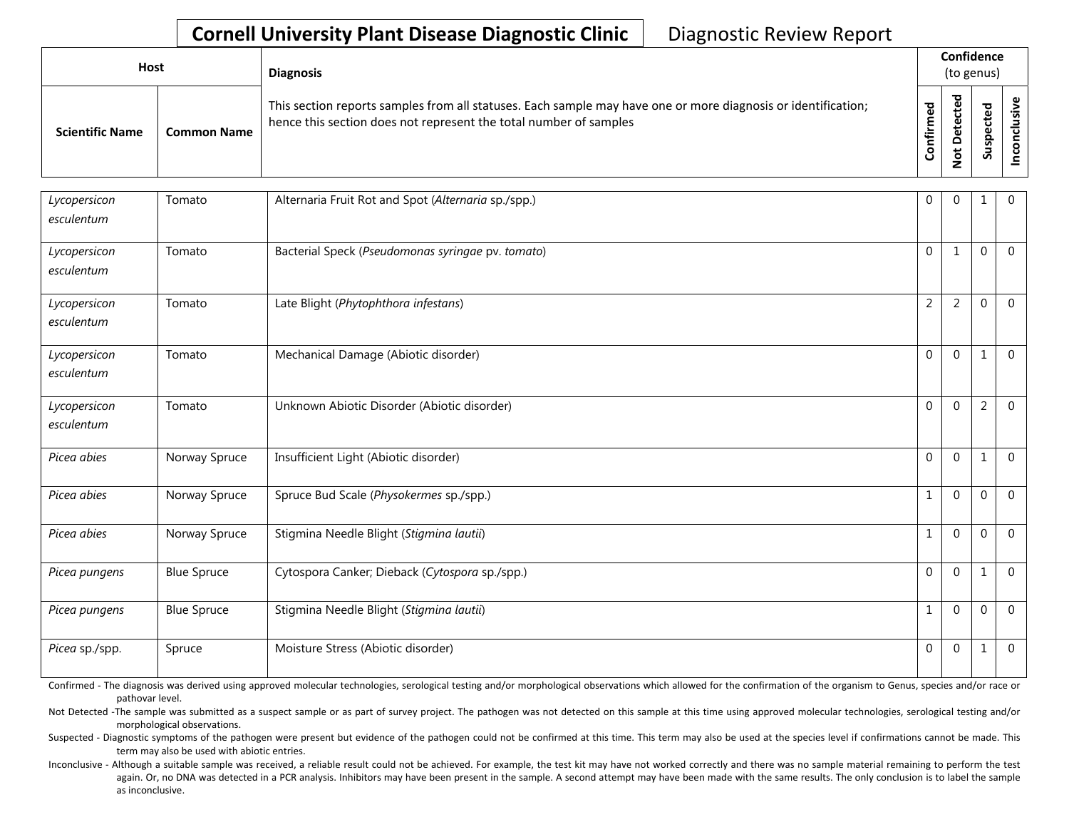**Cornell University Plant Disease Diagnostic Clinic** Diagnostic Review Report

| Host | | Diagnosis | Confidence (to genus) | | | |
|---|---|---|---|---|---|---|
| Scientific Name | Common Name | This section reports samples from all statuses. Each sample may have one or more diagnosis or identification; hence this section does not represent the total number of samples | Confirmed | Not Detected | Suspected | Inconclusive |
| *Lycopersicon esculentum* | Tomato | Alternaria Fruit Rot and Spot (*Alternaria* sp./spp.) | 0 | 0 | 1 | 0 |
| *Lycopersicon esculentum* | Tomato | Bacterial Speck (*Pseudomonas syringae* pv. *tomato*) | 0 | 1 | 0 | 0 |
| *Lycopersicon esculentum* | Tomato | Late Blight (*Phytophthora infestans*) | 2 | 2 | 0 | 0 |
| *Lycopersicon esculentum* | Tomato | Mechanical Damage (Abiotic disorder) | 0 | 0 | 1 | 0 |
| *Lycopersicon esculentum* | Tomato | Unknown Abiotic Disorder (Abiotic disorder) | 0 | 0 | 2 | 0 |
| *Picea abies* | Norway Spruce | Insufficient Light (Abiotic disorder) | 0 | 0 | 1 | 0 |
| *Picea abies* | Norway Spruce | Spruce Bud Scale (*Physokermes* sp./spp.) | 1 | 0 | 0 | 0 |
| *Picea abies* | Norway Spruce | Stigmina Needle Blight (*Stigmina lautii*) | 1 | 0 | 0 | 0 |
| *Picea pungens* | Blue Spruce | Cytospora Canker; Dieback (*Cytospora* sp./spp.) | 0 | 0 | 1 | 0 |
| *Picea pungens* | Blue Spruce | Stigmina Needle Blight (*Stigmina lautii*) | 1 | 0 | 0 | 0 |
| *Picea* sp./spp. | Spruce | Moisture Stress (Abiotic disorder) | 0 | 0 | 1 | 0 |

Confirmed - The diagnosis was derived using approved molecular technologies, serological testing and/or morphological observations which allowed for the confirmation of the organism to Genus, species and/or race or pathovar level.

Not Detected -The sample was submitted as a suspect sample or as part of survey project. The pathogen was not detected on this sample at this time using approved molecular technologies, serological testing and/or morphological observations.

Suspected - Diagnostic symptoms of the pathogen were present but evidence of the pathogen could not be confirmed at this time. This term may also be used at the species level if confirmations cannot be made. This term may also be used with abiotic entries.

Inconclusive - Although a suitable sample was received, a reliable result could not be achieved. For example, the test kit may have not worked correctly and there was no sample material remaining to perform the test again. Or, no DNA was detected in a PCR analysis. Inhibitors may have been present in the sample. A second attempt may have been made with the same results. The only conclusion is to label the sample as inconclusive.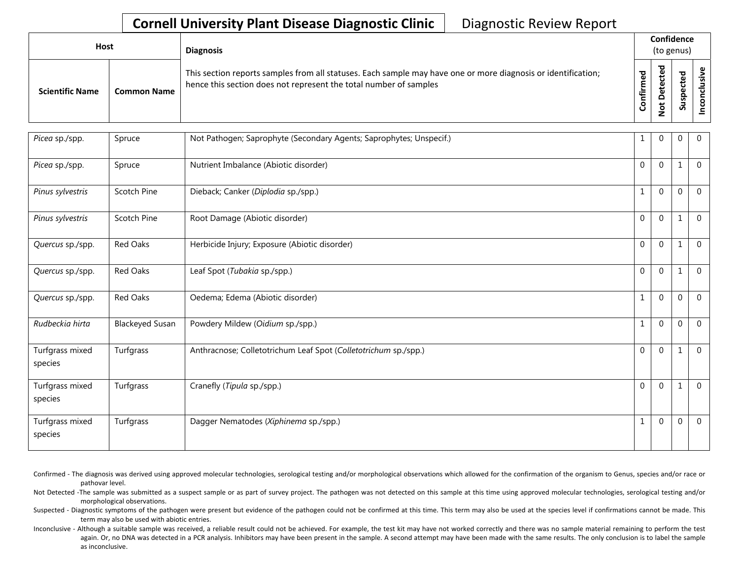**Cornell University Plant Disease Diagnostic Clinic** Diagnostic Review Report

| Host | | Diagnosis | Confidence (to genus) | | | |
|---|---|---|---|---|---|---|
| Scientific Name | Common Name | This section reports samples from all statuses. Each sample may have one or more diagnosis or identification; hence this section does not represent the total number of samples | Confirmed | Not Detected | Suspected | Inconclusive |
| *Picea* sp./spp. | Spruce | Not Pathogen; Saprophyte (Secondary Agents; Saprophytes; Unspecif.) | 1 | 0 | 0 | 0 |
| *Picea* sp./spp. | Spruce | Nutrient Imbalance (Abiotic disorder) | 0 | 0 | 1 | 0 |
| *Pinus sylvestris* | Scotch Pine | Dieback; Canker (*Diplodia* sp./spp.) | 1 | 0 | 0 | 0 |
| *Pinus sylvestris* | Scotch Pine | Root Damage (Abiotic disorder) | 0 | 0 | 1 | 0 |
| *Quercus* sp./spp. | Red Oaks | Herbicide Injury; Exposure (Abiotic disorder) | 0 | 0 | 1 | 0 |
| *Quercus* sp./spp. | Red Oaks | Leaf Spot (*Tubakia* sp./spp.) | 0 | 0 | 1 | 0 |
| *Quercus* sp./spp. | Red Oaks | Oedema; Edema (Abiotic disorder) | 1 | 0 | 0 | 0 |
| *Rudbeckia hirta* | Blackeyed Susan | Powdery Mildew (*Oidium* sp./spp.) | 1 | 0 | 0 | 0 |
| Turfgrass mixed species | Turfgrass | Anthracnose; Colletotrichum Leaf Spot (*Colletotrichum* sp./spp.) | 0 | 0 | 1 | 0 |
| Turfgrass mixed species | Turfgrass | Cranefly (*Tipula* sp./spp.) | 0 | 0 | 1 | 0 |
| Turfgrass mixed species | Turfgrass | Dagger Nematodes (*Xiphinema* sp./spp.) | 1 | 0 | 0 | 0 |

Confirmed - The diagnosis was derived using approved molecular technologies, serological testing and/or morphological observations which allowed for the confirmation of the organism to Genus, species and/or race or pathovar level.

Not Detected -The sample was submitted as a suspect sample or as part of survey project. The pathogen was not detected on this sample at this time using approved molecular technologies, serological testing and/or morphological observations.

Suspected - Diagnostic symptoms of the pathogen were present but evidence of the pathogen could not be confirmed at this time. This term may also be used at the species level if confirmations cannot be made. This term may also be used with abiotic entries.

Inconclusive - Although a suitable sample was received, a reliable result could not be achieved. For example, the test kit may have not worked correctly and there was no sample material remaining to perform the test again. Or, no DNA was detected in a PCR analysis. Inhibitors may have been present in the sample. A second attempt may have been made with the same results. The only conclusion is to label the sample as inconclusive.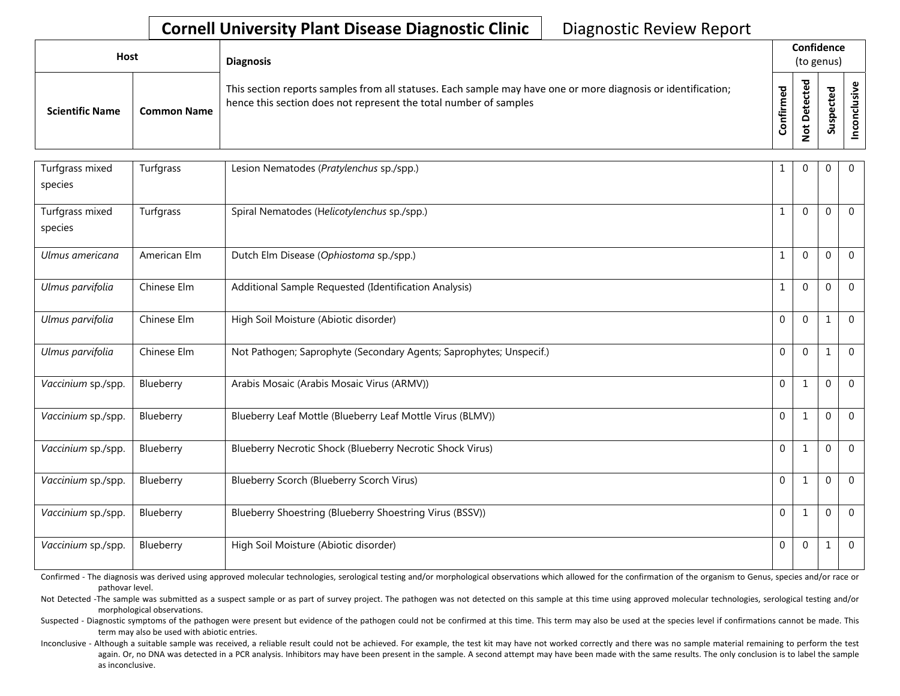**Cornell University Plant Disease Diagnostic Clinic** Diagnostic Review Report

| Host | | Diagnosis | Confidence (to genus) | | | |
|---|---|---|---|---|---|---|
| Scientific Name | Common Name | This section reports samples from all statuses. Each sample may have one or more diagnosis or identification; hence this section does not represent the total number of samples | Confirmed | Not Detected | Suspected | Inconclusive |
| Turfgrass mixed species | Turfgrass | Lesion Nematodes (*Pratylenchus* sp./spp.) | 1 | 0 | 0 | 0 |
| Turfgrass mixed species | Turfgrass | Spiral Nematodes (H*elicotylenchus* sp./spp.) | 1 | 0 | 0 | 0 |
| *Ulmus americana* | American Elm | Dutch Elm Disease (*Ophiostoma* sp./spp.) | 1 | 0 | 0 | 0 |
| *Ulmus parvifolia* | Chinese Elm | Additional Sample Requested (Identification Analysis) | 1 | 0 | 0 | 0 |
| *Ulmus parvifolia* | Chinese Elm | High Soil Moisture (Abiotic disorder) | 0 | 0 | 1 | 0 |
| *Ulmus parvifolia* | Chinese Elm | Not Pathogen; Saprophyte (Secondary Agents; Saprophytes; Unspecif.) | 0 | 0 | 1 | 0 |
| *Vaccinium* sp./spp. | Blueberry | Arabis Mosaic (Arabis Mosaic Virus (ARMV)) | 0 | 1 | 0 | 0 |
| *Vaccinium* sp./spp. | Blueberry | Blueberry Leaf Mottle (Blueberry Leaf Mottle Virus (BLMV)) | 0 | 1 | 0 | 0 |
| *Vaccinium* sp./spp. | Blueberry | Blueberry Necrotic Shock (Blueberry Necrotic Shock Virus) | 0 | 1 | 0 | 0 |
| *Vaccinium* sp./spp. | Blueberry | Blueberry Scorch (Blueberry Scorch Virus) | 0 | 1 | 0 | 0 |
| *Vaccinium* sp./spp. | Blueberry | Blueberry Shoestring (Blueberry Shoestring Virus (BSSV)) | 0 | 1 | 0 | 0 |
| *Vaccinium* sp./spp. | Blueberry | High Soil Moisture (Abiotic disorder) | 0 | 0 | 1 | 0 |

Confirmed - The diagnosis was derived using approved molecular technologies, serological testing and/or morphological observations which allowed for the confirmation of the organism to Genus, species and/or race or pathovar level.

Not Detected -The sample was submitted as a suspect sample or as part of survey project. The pathogen was not detected on this sample at this time using approved molecular technologies, serological testing and/or morphological observations.

Suspected - Diagnostic symptoms of the pathogen were present but evidence of the pathogen could not be confirmed at this time. This term may also be used at the species level if confirmations cannot be made. This term may also be used with abiotic entries.

Inconclusive - Although a suitable sample was received, a reliable result could not be achieved. For example, the test kit may have not worked correctly and there was no sample material remaining to perform the test again. Or, no DNA was detected in a PCR analysis. Inhibitors may have been present in the sample. A second attempt may have been made with the same results. The only conclusion is to label the sample as inconclusive.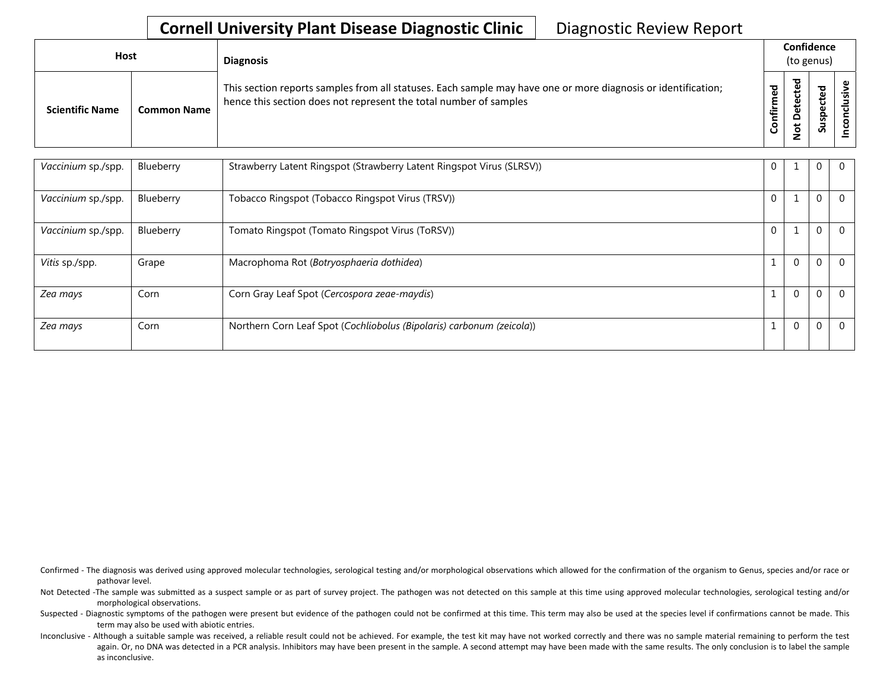**Cornell University Plant Disease Diagnostic Clinic** Diagnostic Review Report

| Host | | Diagnosis | Confidence (to genus) | | | |
|---|---|---|---|---|---|---|
| Scientific Name | Common Name | This section reports samples from all statuses. Each sample may have one or more diagnosis or identification; hence this section does not represent the total number of samples | Confirmed | Not Detected | Suspected | Inconclusive |
| *Vaccinium* sp./spp. | Blueberry | Strawberry Latent Ringspot (Strawberry Latent Ringspot Virus (SLRSV)) | 0 | 1 | 0 | 0 |
| *Vaccinium* sp./spp. | Blueberry | Tobacco Ringspot (Tobacco Ringspot Virus (TRSV)) | 0 | 1 | 0 | 0 |
| *Vaccinium* sp./spp. | Blueberry | Tomato Ringspot (Tomato Ringspot Virus (ToRSV)) | 0 | 1 | 0 | 0 |
| *Vitis* sp./spp. | Grape | Macrophoma Rot (*Botryosphaeria dothidea*) | 1 | 0 | 0 | 0 |
| *Zea mays* | Corn | Corn Gray Leaf Spot (*Cercospora zeae-maydis*) | 1 | 0 | 0 | 0 |
| *Zea mays* | Corn | Northern Corn Leaf Spot (*Cochliobolus (Bipolaris) carbonum (zeicola)*) | 1 | 0 | 0 | 0 |

Confirmed - The diagnosis was derived using approved molecular technologies, serological testing and/or morphological observations which allowed for the confirmation of the organism to Genus, species and/or race or pathovar level.

Not Detected -The sample was submitted as a suspect sample or as part of survey project. The pathogen was not detected on this sample at this time using approved molecular technologies, serological testing and/or morphological observations.

Suspected - Diagnostic symptoms of the pathogen were present but evidence of the pathogen could not be confirmed at this time. This term may also be used at the species level if confirmations cannot be made. This term may also be used with abiotic entries.

Inconclusive - Although a suitable sample was received, a reliable result could not be achieved. For example, the test kit may have not worked correctly and there was no sample material remaining to perform the test again. Or, no DNA was detected in a PCR analysis. Inhibitors may have been present in the sample. A second attempt may have been made with the same results. The only conclusion is to label the sample as inconclusive.